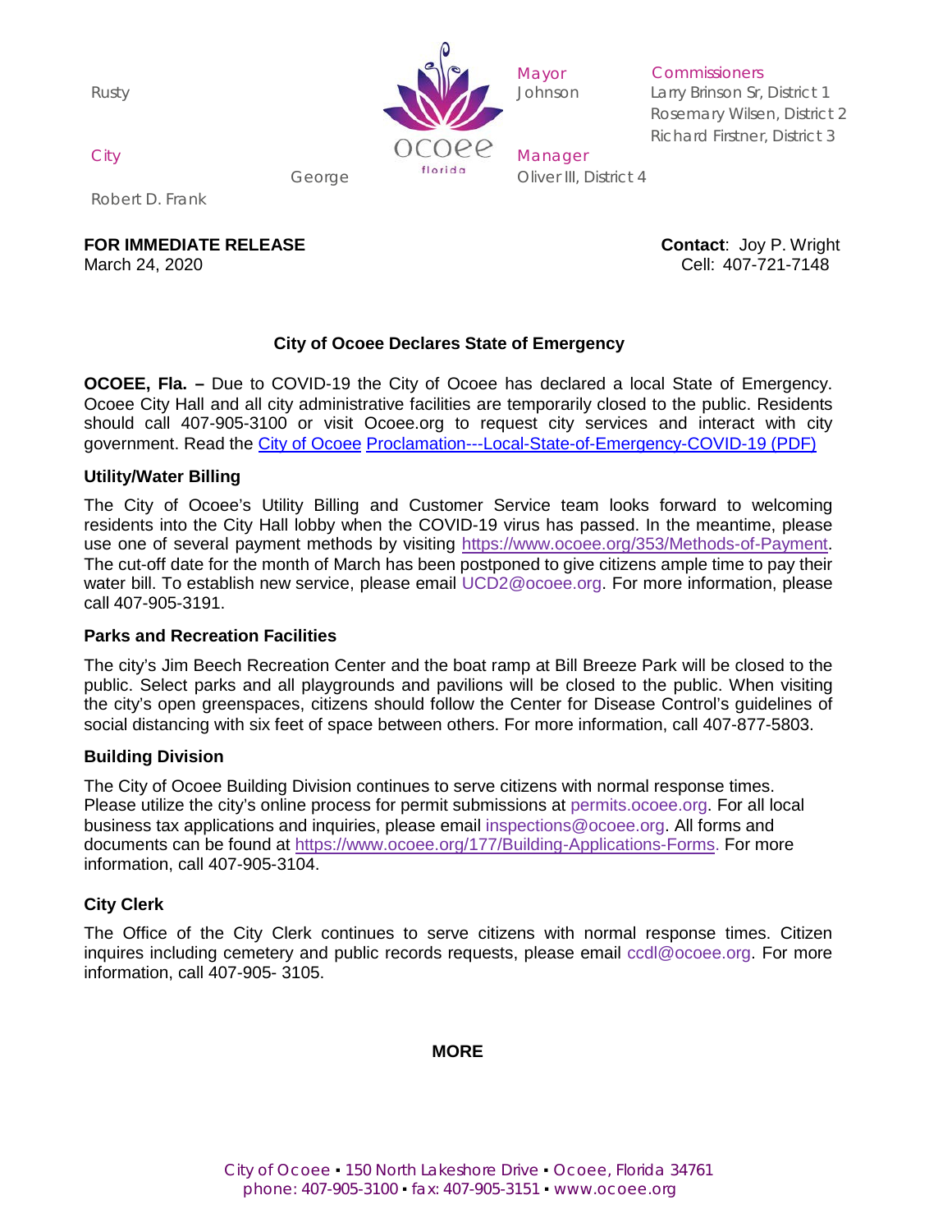Mayor Rusty Johnson

Commissioners
Larry Brinson Sr, District 1
Rosemary Wilsen, District 2
Richard Firstner, District 3
George Oliver III, District 4

City Manager
Robert D. Frank

**FOR IMMEDIATE RELEASE**
March 24, 2020

**Contact**: Joy P. Wright
Cell: 407-721-7148

## City of Ocoee Declares State of Emergency

**OCOEE, Fla. –** Due to COVID-19 the City of Ocoee has declared a local State of Emergency. Ocoee City Hall and all city administrative facilities are temporarily closed to the public. Residents should call 407-905-3100 or visit Ocoee.org to request city services and interact with city government. Read the City of Ocoee Proclamation---Local-State-of-Emergency-COVID-19 (PDF)

### Utility/Water Billing

The City of Ocoee's Utility Billing and Customer Service team looks forward to welcoming residents into the City Hall lobby when the COVID-19 virus has passed. In the meantime, please use one of several payment methods by visiting https://www.ocoee.org/353/Methods-of-Payment. The cut-off date for the month of March has been postponed to give citizens ample time to pay their water bill. To establish new service, please email UCD2@ocoee.org. For more information, please call 407-905-3191.

### Parks and Recreation Facilities

The city's Jim Beech Recreation Center and the boat ramp at Bill Breeze Park will be closed to the public. Select parks and all playgrounds and pavilions will be closed to the public. When visiting the city's open greenspaces, citizens should follow the Center for Disease Control's guidelines of social distancing with six feet of space between others. For more information, call 407-877-5803.

### Building Division

The City of Ocoee Building Division continues to serve citizens with normal response times. Please utilize the city's online process for permit submissions at permits.ocoee.org. For all local business tax applications and inquiries, please email inspections@ocoee.org. All forms and documents can be found at https://www.ocoee.org/177/Building-Applications-Forms. For more information, call 407-905-3104.

### City Clerk

The Office of the City Clerk continues to serve citizens with normal response times. Citizen inquires including cemetery and public records requests, please email ccdl@ocoee.org. For more information, call 407-905- 3105.

**MORE**

City of Ocoee ▪ 150 North Lakeshore Drive ▪ Ocoee, Florida 34761
phone: 407-905-3100 ▪ fax: 407-905-3151 ▪ www.ocoee.org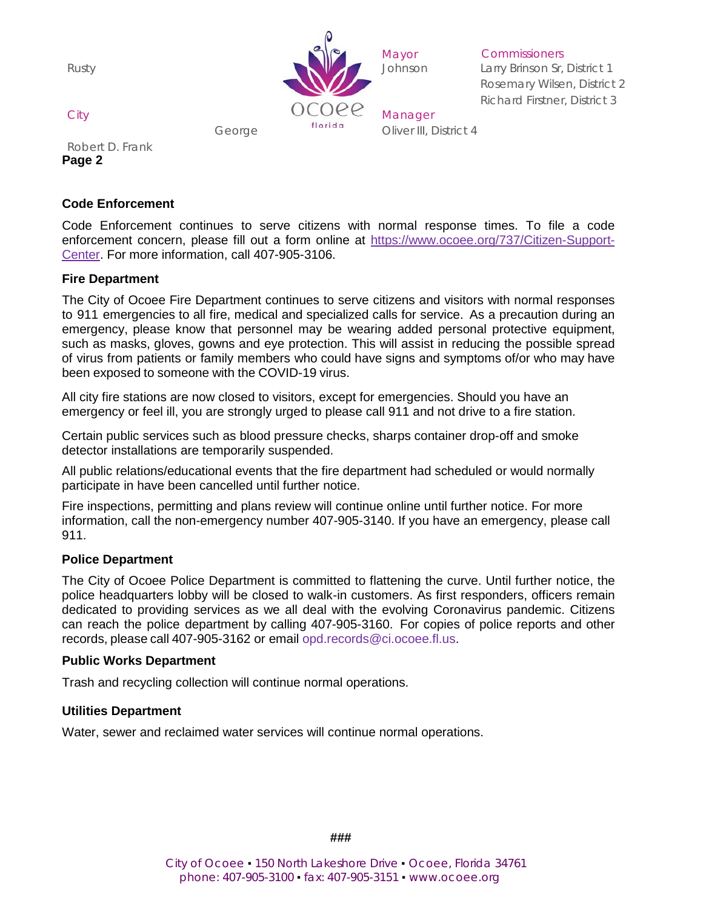Rusty Johnson — Mayor

Commissioners: Larry Brinson Sr, District 1; Rosemary Wilsen, District 2; Richard Firstner, District 3; George Oliver III, District 4

City Manager: Robert D. Frank

**Page 2**

### Code Enforcement

Code Enforcement continues to serve citizens with normal response times. To file a code enforcement concern, please fill out a form online at [https://www.ocoee.org/737/Citizen-Support-Center](https://www.ocoee.org/737/Citizen-Support-Center). For more information, call 407-905-3106.

### Fire Department

The City of Ocoee Fire Department continues to serve citizens and visitors with normal responses to 911 emergencies to all fire, medical and specialized calls for service. As a precaution during an emergency, please know that personnel may be wearing added personal protective equipment, such as masks, gloves, gowns and eye protection. This will assist in reducing the possible spread of virus from patients or family members who could have signs and symptoms of/or who may have been exposed to someone with the COVID-19 virus.

All city fire stations are now closed to visitors, except for emergencies. Should you have an emergency or feel ill, you are strongly urged to please call 911 and not drive to a fire station.

Certain public services such as blood pressure checks, sharps container drop-off and smoke detector installations are temporarily suspended.

All public relations/educational events that the fire department had scheduled or would normally participate in have been cancelled until further notice.

Fire inspections, permitting and plans review will continue online until further notice. For more information, call the non-emergency number 407-905-3140. If you have an emergency, please call 911.

### Police Department

The City of Ocoee Police Department is committed to flattening the curve. Until further notice, the police headquarters lobby will be closed to walk-in customers. As first responders, officers remain dedicated to providing services as we all deal with the evolving Coronavirus pandemic. Citizens can reach the police department by calling 407-905-3160. For copies of police reports and other records, please call 407-905-3162 or email opd.records@ci.ocoee.fl.us.

### Public Works Department

Trash and recycling collection will continue normal operations.

### Utilities Department

Water, sewer and reclaimed water services will continue normal operations.

###

City of Ocoee ▪ 150 North Lakeshore Drive ▪ Ocoee, Florida 34761
phone: 407-905-3100 ▪ fax: 407-905-3151 ▪ www.ocoee.org